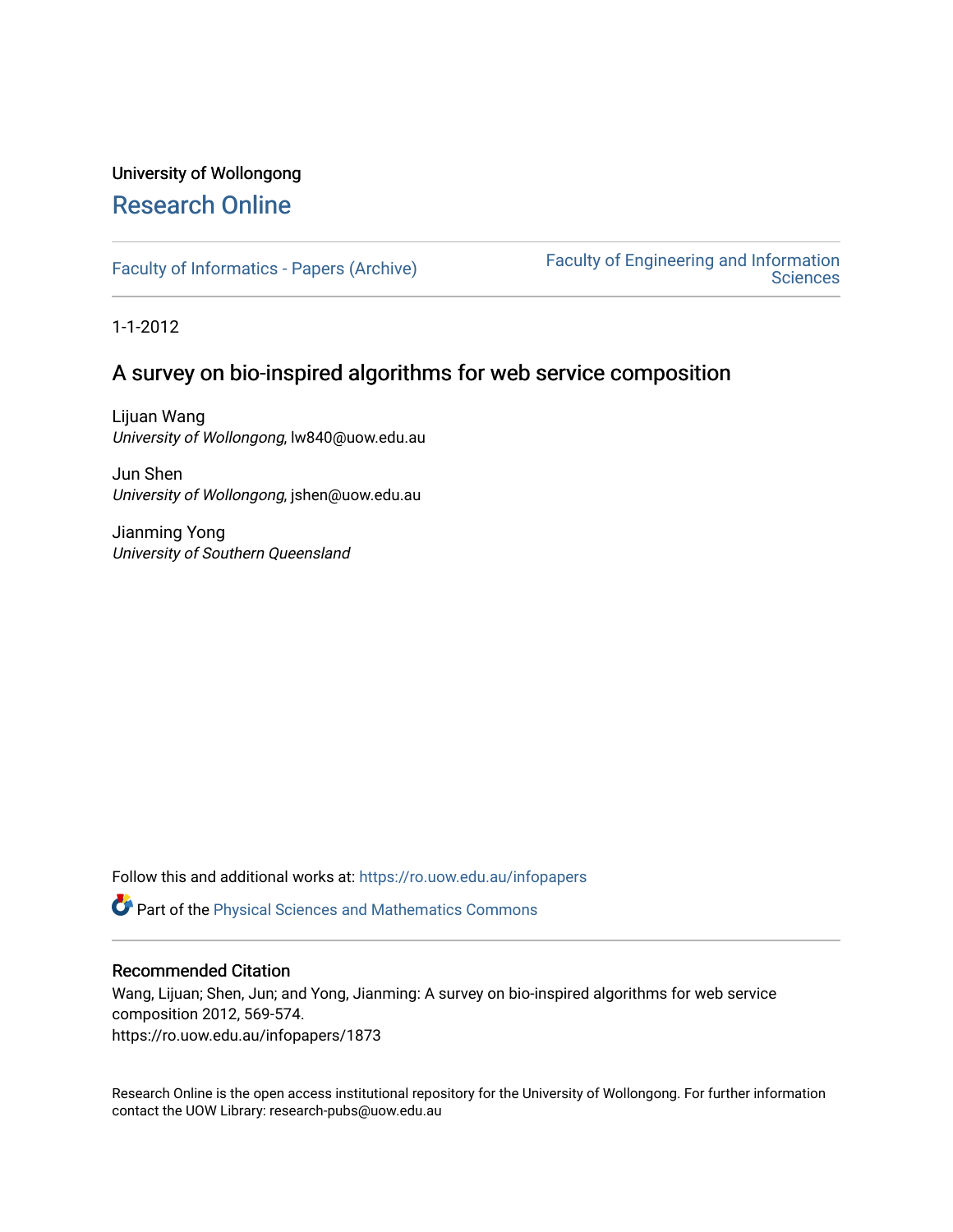University of Wollongong

# Research Online

Faculty of Informatics - Papers (Archive)

Faculty of Engineering and Information Sciences

1-1-2012

## A survey on bio-inspired algorithms for web service composition

Lijuan Wang
*University of Wollongong*, lw840@uow.edu.au

Jun Shen
*University of Wollongong*, jshen@uow.edu.au

Jianming Yong
*University of Southern Queensland*

Follow this and additional works at: https://ro.uow.edu.au/infopapers

Part of the Physical Sciences and Mathematics Commons

### Recommended Citation

Wang, Lijuan; Shen, Jun; and Yong, Jianming: A survey on bio-inspired algorithms for web service composition 2012, 569-574.
https://ro.uow.edu.au/infopapers/1873

Research Online is the open access institutional repository for the University of Wollongong. For further information contact the UOW Library: research-pubs@uow.edu.au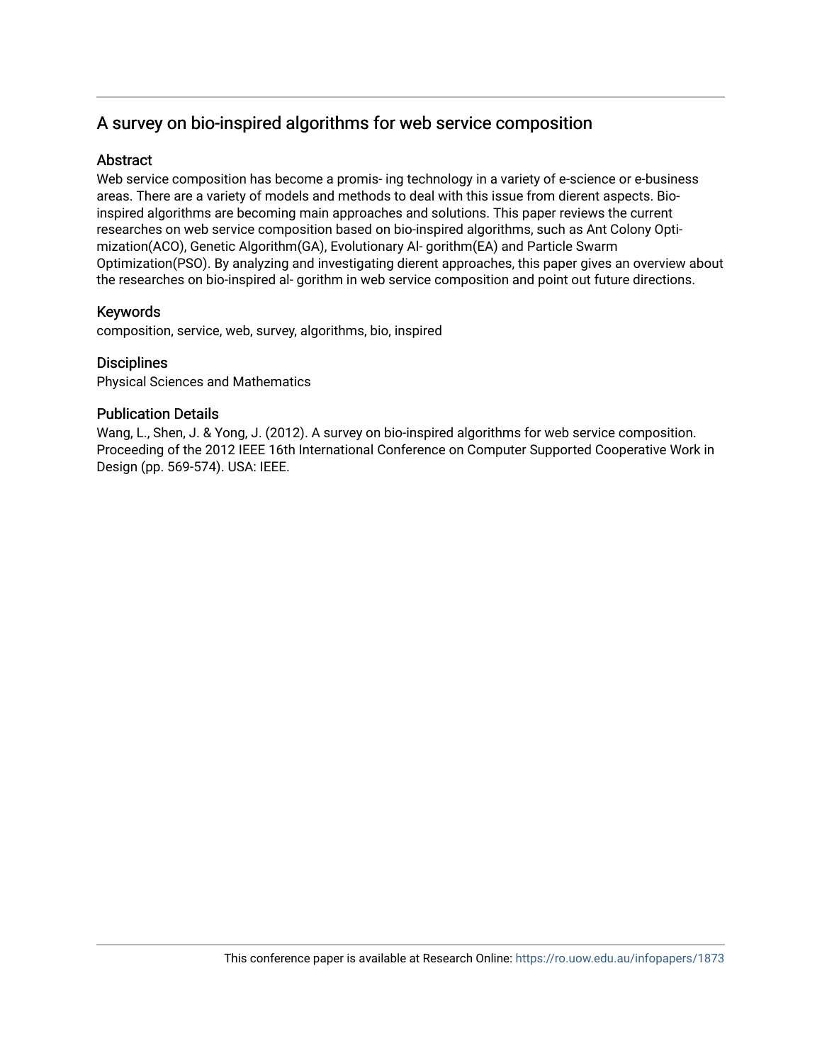# A survey on bio-inspired algorithms for web service composition

## Abstract

Web service composition has become a promis- ing technology in a variety of e-science or e-business areas. There are a variety of models and methods to deal with this issue from dierent aspects. Bio-inspired algorithms are becoming main approaches and solutions. This paper reviews the current researches on web service composition based on bio-inspired algorithms, such as Ant Colony Opti- mization(ACO), Genetic Algorithm(GA), Evolutionary Al- gorithm(EA) and Particle Swarm Optimization(PSO). By analyzing and investigating dierent approaches, this paper gives an overview about the researches on bio-inspired al- gorithm in web service composition and point out future directions.

## Keywords

composition, service, web, survey, algorithms, bio, inspired

## Disciplines

Physical Sciences and Mathematics

## Publication Details

Wang, L., Shen, J. & Yong, J. (2012). A survey on bio-inspired algorithms for web service composition. Proceeding of the 2012 IEEE 16th International Conference on Computer Supported Cooperative Work in Design (pp. 569-574). USA: IEEE.

This conference paper is available at Research Online: https://ro.uow.edu.au/infopapers/1873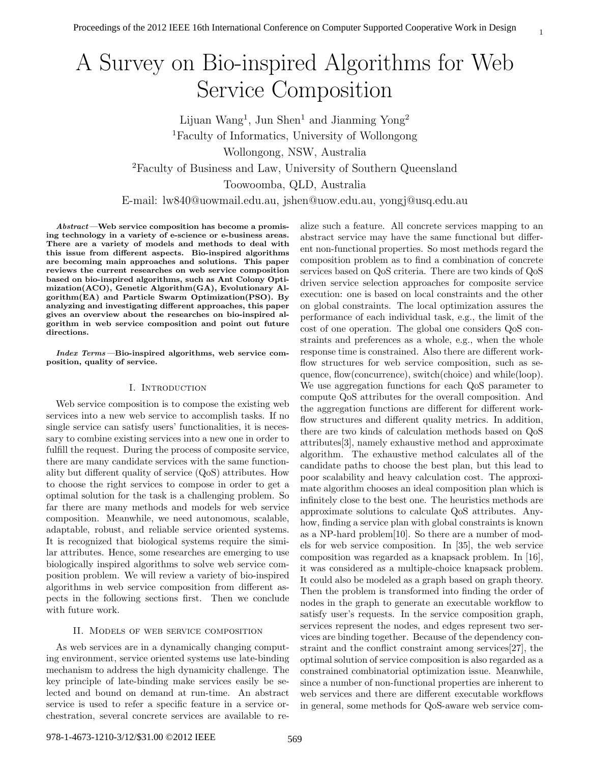# A Survey on Bio-inspired Algorithms for Web Service Composition

Lijuan Wang[1], Jun Shen[1] and Jianming Yong[2]

[1]Faculty of Informatics, University of Wollongong  
Wollongong, NSW, Australia

[2]Faculty of Business and Law, University of Southern Queensland  
Toowoomba, QLD, Australia

E-mail: lw840@uowmail.edu.au, jshen@uow.edu.au, yongj@usq.edu.au

***Abstract*—Web service composition has become a promising technology in a variety of e-science or e-business areas. There are a variety of models and methods to deal with this issue from different aspects. Bio-inspired algorithms are becoming main approaches and solutions. This paper reviews the current researches on web service composition based on bio-inspired algorithms, such as Ant Colony Optimization(ACO), Genetic Algorithm(GA), Evolutionary Algorithm(EA) and Particle Swarm Optimization(PSO). By analyzing and investigating different approaches, this paper gives an overview about the researches on bio-inspired algorithm in web service composition and point out future directions.**

***Index Terms*—Bio-inspired algorithms, web service composition, quality of service.**

## I. Introduction

Web service composition is to compose the existing web services into a new web service to accomplish tasks. If no single service can satisfy users' functionalities, it is necessary to combine existing services into a new one in order to fulfill the request. During the process of composite service, there are many candidate services with the same functionality but different quality of service (QoS) attributes. How to choose the right services to compose in order to get a optimal solution for the task is a challenging problem. So far there are many methods and models for web service composition. Meanwhile, we need autonomous, scalable, adaptable, robust, and reliable service oriented systems. It is recognized that biological systems require the similar attributes. Hence, some researches are emerging to use biologically inspired algorithms to solve web service composition problem. We will review a variety of bio-inspired algorithms in web service composition from different aspects in the following sections first. Then we conclude with future work.

## II. Models of web service composition

As web services are in a dynamically changing computing environment, service oriented systems use late-binding mechanism to address the high dynamicity challenge. The key principle of late-binding make services easily be selected and bound on demand at run-time. An abstract service is used to refer a specific feature in a service orchestration, several concrete services are available to realize such a feature. All concrete services mapping to an abstract service may have the same functional but different non-functional properties. So most methods regard the composition problem as to find a combination of concrete services based on QoS criteria. There are two kinds of QoS driven service selection approaches for composite service execution: one is based on local constraints and the other on global constraints. The local optimization assures the performance of each individual task, e.g., the limit of the cost of one operation. The global one considers QoS constraints and preferences as a whole, e.g., when the whole response time is constrained. Also there are different workflow structures for web service composition, such as sequence, flow(concurrence), switch(choice) and while(loop). We use aggregation functions for each QoS parameter to compute QoS attributes for the overall composition. And the aggregation functions are different for different workflow structures and different quality metrics. In addition, there are two kinds of calculation methods based on QoS attributes[3], namely exhaustive method and approximate algorithm. The exhaustive method calculates all of the candidate paths to choose the best plan, but this lead to poor scalability and heavy calculation cost. The approximate algorithm chooses an ideal composition plan which is infinitely close to the best one. The heuristics methods are approximate solutions to calculate QoS attributes. Anyhow, finding a service plan with global constraints is known as a NP-hard problem[10]. So there are a number of models for web service composition. In [35], the web service composition was regarded as a knapsack problem. In [16], it was considered as a multiple-choice knapsack problem. It could also be modeled as a graph based on graph theory. Then the problem is transformed into finding the order of nodes in the graph to generate an executable workflow to satisfy user's requests. In the service composition graph, services represent the nodes, and edges represent two services are binding together. Because of the dependency constraint and the conflict constraint among services[27], the optimal solution of service composition is also regarded as a constrained combinatorial optimization issue. Meanwhile, since a number of non-functional properties are inherent to web services and there are different executable workflows in general, some methods for QoS-aware web service com-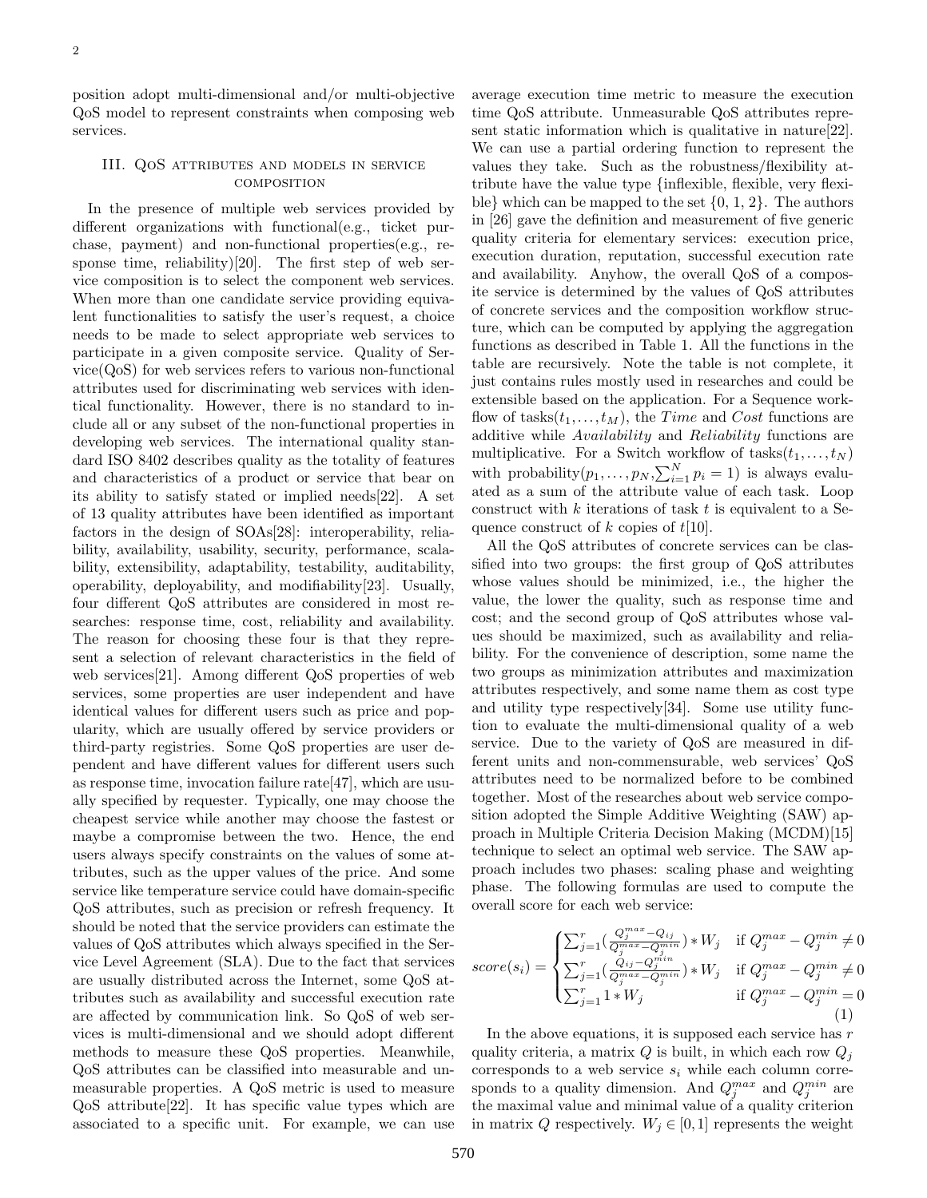position adopt multi-dimensional and/or multi-objective QoS model to represent constraints when composing web services.

## III. QoS attributes and models in service composition

In the presence of multiple web services provided by different organizations with functional(e.g., ticket purchase, payment) and non-functional properties(e.g., response time, reliability)[20]. The first step of web service composition is to select the component web services. When more than one candidate service providing equivalent functionalities to satisfy the user's request, a choice needs to be made to select appropriate web services to participate in a given composite service. Quality of Service(QoS) for web services refers to various non-functional attributes used for discriminating web services with identical functionality. However, there is no standard to include all or any subset of the non-functional properties in developing web services. The international quality standard ISO 8402 describes quality as the totality of features and characteristics of a product or service that bear on its ability to satisfy stated or implied needs[22]. A set of 13 quality attributes have been identified as important factors in the design of SOAs[28]: interoperability, reliability, availability, usability, security, performance, scalability, extensibility, adaptability, testability, auditability, operability, deployability, and modifiability[23]. Usually, four different QoS attributes are considered in most researches: response time, cost, reliability and availability. The reason for choosing these four is that they represent a selection of relevant characteristics in the field of web services[21]. Among different QoS properties of web services, some properties are user independent and have identical values for different users such as price and popularity, which are usually offered by service providers or third-party registries. Some QoS properties are user dependent and have different values for different users such as response time, invocation failure rate[47], which are usually specified by requester. Typically, one may choose the cheapest service while another may choose the fastest or maybe a compromise between the two. Hence, the end users always specify constraints on the values of some attributes, such as the upper values of the price. And some service like temperature service could have domain-specific QoS attributes, such as precision or refresh frequency. It should be noted that the service providers can estimate the values of QoS attributes which always specified in the Service Level Agreement (SLA). Due to the fact that services are usually distributed across the Internet, some QoS attributes such as availability and successful execution rate are affected by communication link. So QoS of web services is multi-dimensional and we should adopt different methods to measure these QoS properties. Meanwhile, QoS attributes can be classified into measurable and unmeasurable properties. A QoS metric is used to measure QoS attribute[22]. It has specific value types which are associated to a specific unit. For example, we can use average execution time metric to measure the execution time QoS attribute. Unmeasurable QoS attributes represent static information which is qualitative in nature[22]. We can use a partial ordering function to represent the values they take. Such as the robustness/flexibility attribute have the value type {inflexible, flexible, very flexible} which can be mapped to the set {0, 1, 2}. The authors in [26] gave the definition and measurement of five generic quality criteria for elementary services: execution price, execution duration, reputation, successful execution rate and availability. Anyhow, the overall QoS of a composite service is determined by the values of QoS attributes of concrete services and the composition workflow structure, which can be computed by applying the aggregation functions as described in Table 1. All the functions in the table are recursively. Note the table is not complete, it just contains rules mostly used in researches and could be extensible based on the application. For a Sequence workflow of tasks($t_1, \ldots, t_M$), the *Time* and *Cost* functions are additive while *Availability* and *Reliability* functions are multiplicative. For a Switch workflow of tasks($t_1, \ldots, t_N$) with probability($p_1, \ldots, p_N, \sum_{i=1}^{N} p_i = 1$) is always evaluated as a sum of the attribute value of each task. Loop construct with $k$ iterations of task $t$ is equivalent to a Sequence construct of $k$ copies of $t$[10].

All the QoS attributes of concrete services can be classified into two groups: the first group of QoS attributes whose values should be minimized, i.e., the higher the value, the lower the quality, such as response time and cost; and the second group of QoS attributes whose values should be maximized, such as availability and reliability. For the convenience of description, some name the two groups as minimization attributes and maximization attributes respectively, and some name them as cost type and utility type respectively[34]. Some use utility function to evaluate the multi-dimensional quality of a web service. Due to the variety of QoS are measured in different units and non-commensurable, web services' QoS attributes need to be normalized before to be combined together. Most of the researches about web service composition adopted the Simple Additive Weighting (SAW) approach in Multiple Criteria Decision Making (MCDM)[15] technique to select an optimal web service. The SAW approach includes two phases: scaling phase and weighting phase. The following formulas are used to compute the overall score for each web service:

$$
score(s_i) = \begin{cases} \sum_{j=1}^{r} \left( \frac{Q_j^{max} - Q_{ij}}{Q_j^{max} - Q_j^{min}} \right) * W_j & \text{if } Q_j^{max} - Q_j^{min} \neq 0 \\ \sum_{j=1}^{r} \left( \frac{Q_{ij} - Q_j^{min}}{Q_j^{max} - Q_j^{min}} \right) * W_j & \text{if } Q_j^{max} - Q_j^{min} \neq 0 \\ \sum_{j=1}^{r} 1 * W_j & \text{if } Q_j^{max} - Q_j^{min} = 0 \end{cases} \tag{1}
$$

In the above equations, it is supposed each service has $r$ quality criteria, a matrix $Q$ is built, in which each row $Q_j$ corresponds to a web service $s_i$ while each column corresponds to a quality dimension. And $Q_j^{max}$ and $Q_j^{min}$ are the maximal value and minimal value of a quality criterion in matrix $Q$ respectively. $W_j \in [0, 1]$ represents the weight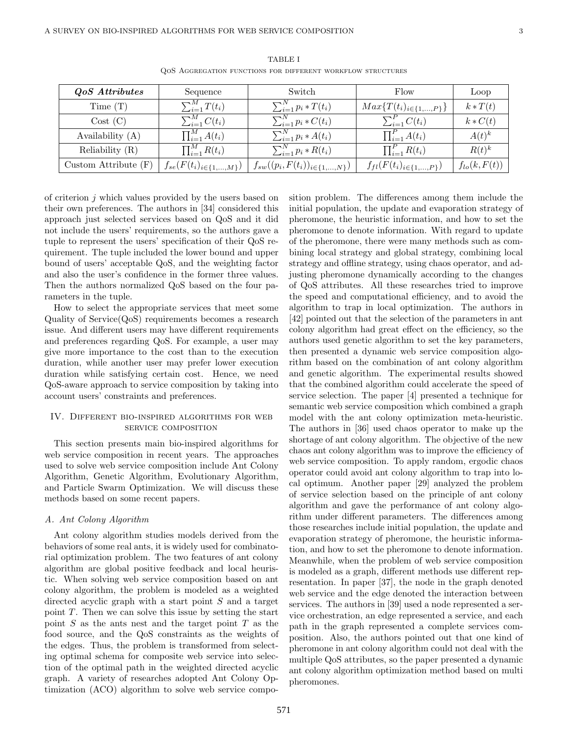TABLE I

QoS Aggregation functions for different workflow structures

| ***QoS Attributes*** | Sequence | Switch | Flow | Loop |
|---|---|---|---|---|
| Time (T) | $\sum_{i=1}^{M} T(t_i)$ | $\sum_{i=1}^{N} p_i * T(t_i)$ | $Max\{T(t_i)_{i \in \{1,...,P\}}\}$ | $k * T(t)$ |
| Cost (C) | $\sum_{i=1}^{M} C(t_i)$ | $\sum_{i=1}^{N} p_i * C(t_i)$ | $\sum_{i=1}^{P} C(t_i)$ | $k * C(t)$ |
| Availability (A) | $\prod_{i=1}^{M} A(t_i)$ | $\sum_{i=1}^{N} p_i * A(t_i)$ | $\prod_{i=1}^{P} A(t_i)$ | $A(t)^k$ |
| Reliability (R) | $\prod_{i=1}^{M} R(t_i)$ | $\sum_{i=1}^{N} p_i * R(t_i)$ | $\prod_{i=1}^{P} R(t_i)$ | $R(t)^k$ |
| Custom Attribute (F) | $f_{se}(F(t_i)_{i \in \{1,...,M\}})$ | $f_{sw}((p_i, F(t_i))_{i \in \{1,...,N\}})$ | $f_{fl}(F(t_i)_{i \in \{1,...,P\}})$ | $f_{lo}(k, F(t))$ |

of criterion $j$ which values provided by the users based on their own preferences. The authors in [34] considered this approach just selected services based on QoS and it did not include the users' requirements, so the authors gave a tuple to represent the users' specification of their QoS requirement. The tuple included the lower bound and upper bound of users' acceptable QoS, and the weighting factor and also the user's confidence in the former three values. Then the authors normalized QoS based on the four parameters in the tuple.

How to select the appropriate services that meet some Quality of Service(QoS) requirements becomes a research issue. And different users may have different requirements and preferences regarding QoS. For example, a user may give more importance to the cost than to the execution duration, while another user may prefer lower execution duration while satisfying certain cost. Hence, we need QoS-aware approach to service composition by taking into account users' constraints and preferences.

## IV. Different bio-inspired algorithms for web service composition

This section presents main bio-inspired algorithms for web service composition in recent years. The approaches used to solve web service composition include Ant Colony Algorithm, Genetic Algorithm, Evolutionary Algorithm, and Particle Swarm Optimization. We will discuss these methods based on some recent papers.

### A. Ant Colony Algorithm

Ant colony algorithm studies models derived from the behaviors of some real ants, it is widely used for combinatorial optimization problem. The two features of ant colony algorithm are global positive feedback and local heuristic. When solving web service composition based on ant colony algorithm, the problem is modeled as a weighted directed acyclic graph with a start point $S$ and a target point $T$. Then we can solve this issue by setting the start point $S$ as the ants nest and the target point $T$ as the food source, and the QoS constraints as the weights of the edges. Thus, the problem is transformed from selecting optimal schema for composite web service into selection of the optimal path in the weighted directed acyclic graph. A variety of researches adopted Ant Colony Optimization (ACO) algorithm to solve web service composition problem. The differences among them include the initial population, the update and evaporation strategy of pheromone, the heuristic information, and how to set the pheromone to denote information. With regard to update of the pheromone, there were many methods such as combining local strategy and global strategy, combining local strategy and offline strategy, using chaos operator, and adjusting pheromone dynamically according to the changes of QoS attributes. All these researches tried to improve the speed and computational efficiency, and to avoid the algorithm to trap in local optimization. The authors in [42] pointed out that the selection of the parameters in ant colony algorithm had great effect on the efficiency, so the authors used genetic algorithm to set the key parameters, then presented a dynamic web service composition algorithm based on the combination of ant colony algorithm and genetic algorithm. The experimental results showed that the combined algorithm could accelerate the speed of service selection. The paper [4] presented a technique for semantic web service composition which combined a graph model with the ant colony optimization meta-heuristic. The authors in [36] used chaos operator to make up the shortage of ant colony algorithm. The objective of the new chaos ant colony algorithm was to improve the efficiency of web service composition. To apply random, ergodic chaos operator could avoid ant colony algorithm to trap into local optimum. Another paper [29] analyzed the problem of service selection based on the principle of ant colony algorithm and gave the performance of ant colony algorithm under different parameters. The differences among those researches include initial population, the update and evaporation strategy of pheromone, the heuristic information, and how to set the pheromone to denote information. Meanwhile, when the problem of web service composition is modeled as a graph, different methods use different representation. In paper [37], the node in the graph denoted web service and the edge denoted the interaction between services. The authors in [39] used a node represented a service orchestration, an edge represented a service, and each path in the graph represented a complete services composition. Also, the authors pointed out that one kind of pheromone in ant colony algorithm could not deal with the multiple QoS attributes, so the paper presented a dynamic ant colony algorithm optimization method based on multi pheromones.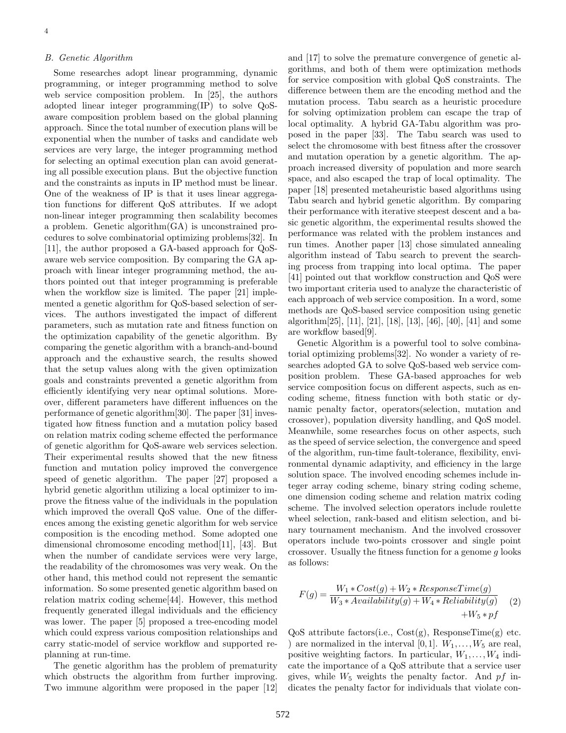### B. Genetic Algorithm

Some researches adopt linear programming, dynamic programming, or integer programming method to solve web service composition problem. In [25], the authors adopted linear integer programming(IP) to solve QoS-aware composition problem based on the global planning approach. Since the total number of execution plans will be exponential when the number of tasks and candidate web services are very large, the integer programming method for selecting an optimal execution plan can avoid generating all possible execution plans. But the objective function and the constraints as inputs in IP method must be linear. One of the weakness of IP is that it uses linear aggregation functions for different QoS attributes. If we adopt non-linear integer programming then scalability becomes a problem. Genetic algorithm(GA) is unconstrained procedures to solve combinatorial optimizing problems[32]. In [11], the author proposed a GA-based approach for QoS-aware web service composition. By comparing the GA approach with linear integer programming method, the authors pointed out that integer programming is preferable when the workflow size is limited. The paper [21] implemented a genetic algorithm for QoS-based selection of services. The authors investigated the impact of different parameters, such as mutation rate and fitness function on the optimization capability of the genetic algorithm. By comparing the genetic algorithm with a branch-and-bound approach and the exhaustive search, the results showed that the setup values along with the given optimization goals and constraints prevented a genetic algorithm from efficiently identifying very near optimal solutions. Moreover, different parameters have different influences on the performance of genetic algorithm[30]. The paper [31] investigated how fitness function and a mutation policy based on relation matrix coding scheme effected the performance of genetic algorithm for QoS-aware web services selection. Their experimental results showed that the new fitness function and mutation policy improved the convergence speed of genetic algorithm. The paper [27] proposed a hybrid genetic algorithm utilizing a local optimizer to improve the fitness value of the individuals in the population which improved the overall QoS value. One of the differences among the existing genetic algorithm for web service composition is the encoding method. Some adopted one dimensional chromosome encoding method[11], [43]. But when the number of candidate services were very large, the readability of the chromosomes was very weak. On the other hand, this method could not represent the semantic information. So some presented genetic algorithm based on relation matrix coding scheme[44]. However, this method frequently generated illegal individuals and the efficiency was lower. The paper [5] proposed a tree-encoding model which could express various composition relationships and carry static-model of service workflow and supported replanning at run-time.

The genetic algorithm has the problem of prematurity which obstructs the algorithm from further improving. Two immune algorithm were proposed in the paper [12] and [17] to solve the premature convergence of genetic algorithms, and both of them were optimization methods for service composition with global QoS constraints. The difference between them are the encoding method and the mutation process. Tabu search as a heuristic procedure for solving optimization problem can escape the trap of local optimality. A hybrid GA-Tabu algorithm was proposed in the paper [33]. The Tabu search was used to select the chromosome with best fitness after the crossover and mutation operation by a genetic algorithm. The approach increased diversity of population and more search space, and also escaped the trap of local optimality. The paper [18] presented metaheuristic based algorithms using Tabu search and hybrid genetic algorithm. By comparing their performance with iterative steepest descent and a basic genetic algorithm, the experimental results showed the performance was related with the problem instances and run times. Another paper [13] chose simulated annealing algorithm instead of Tabu search to prevent the searching process from trapping into local optima. The paper [41] pointed out that workflow construction and QoS were two important criteria used to analyze the characteristic of each approach of web service composition. In a word, some methods are QoS-based service composition using genetic algorithm[25], [11], [21], [18], [13], [46], [40], [41] and some are workflow based[9].

Genetic Algorithm is a powerful tool to solve combinatorial optimizing problems[32]. No wonder a variety of researches adopted GA to solve QoS-based web service composition problem. These GA-based approaches for web service composition focus on different aspects, such as encoding scheme, fitness function with both static or dynamic penalty factor, operators(selection, mutation and crossover), population diversity handling, and QoS model. Meanwhile, some researches focus on other aspects, such as the speed of service selection, the convergence and speed of the algorithm, run-time fault-tolerance, flexibility, environmental dynamic adaptivity, and efficiency in the large solution space. The involved encoding schemes include integer array coding scheme, binary string coding scheme, one dimension coding scheme and relation matrix coding scheme. The involved selection operators include roulette wheel selection, rank-based and elitism selection, and binary tournament mechanism. And the involved crossover operators include two-points crossover and single point crossover. Usually the fitness function for a genome $g$ looks as follows:

$$F(g) = \frac{W_1 * Cost(g) + W_2 * ResponseTime(g)}{W_3 * Availability(g) + W_4 * Reliability(g)} + W_5 * pf \quad (2)$$

QoS attribute factors(i.e., Cost(g), ResponseTime(g) etc. ) are normalized in the interval $[0, 1]$. $W_1, \ldots, W_5$ are real, positive weighting factors. In particular, $W_1, \ldots, W_4$ indicate the importance of a QoS attribute that a service user gives, while $W_5$ weights the penalty factor. And $pf$ indicates the penalty factor for individuals that violate con-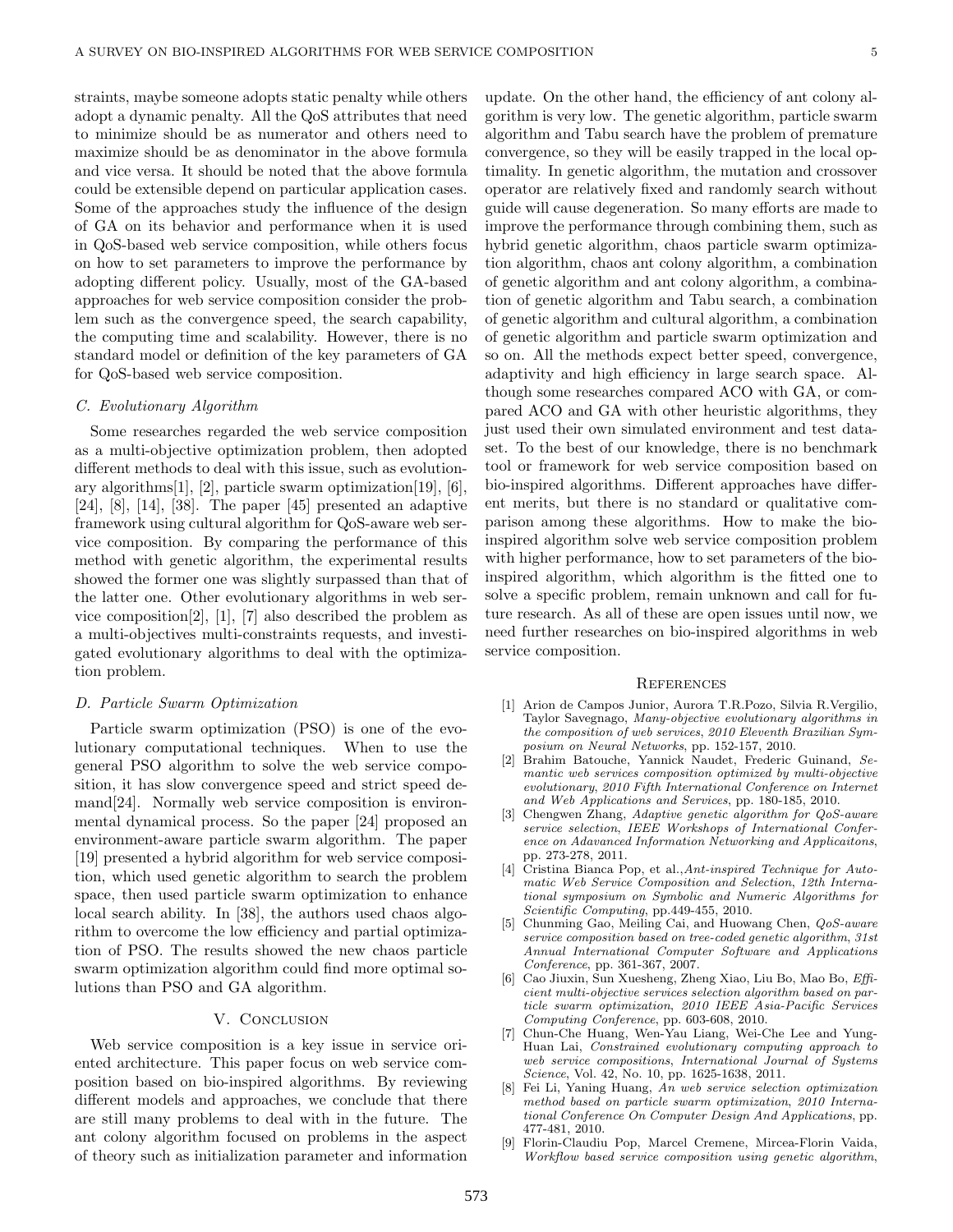straints, maybe someone adopts static penalty while others adopt a dynamic penalty. All the QoS attributes that need to minimize should be as numerator and others need to maximize should be as denominator in the above formula and vice versa. It should be noted that the above formula could be extensible depend on particular application cases. Some of the approaches study the influence of the design of GA on its behavior and performance when it is used in QoS-based web service composition, while others focus on how to set parameters to improve the performance by adopting different policy. Usually, most of the GA-based approaches for web service composition consider the problem such as the convergence speed, the search capability, the computing time and scalability. However, there is no standard model or definition of the key parameters of GA for QoS-based web service composition.

### C. Evolutionary Algorithm

Some researches regarded the web service composition as a multi-objective optimization problem, then adopted different methods to deal with this issue, such as evolutionary algorithms[1], [2], particle swarm optimization[19], [6], [24], [8], [14], [38]. The paper [45] presented an adaptive framework using cultural algorithm for QoS-aware web service composition. By comparing the performance of this method with genetic algorithm, the experimental results showed the former one was slightly surpassed than that of the latter one. Other evolutionary algorithms in web service composition[2], [1], [7] also described the problem as a multi-objectives multi-constraints requests, and investigated evolutionary algorithms to deal with the optimization problem.

### D. Particle Swarm Optimization

Particle swarm optimization (PSO) is one of the evolutionary computational techniques. When to use the general PSO algorithm to solve the web service composition, it has slow convergence speed and strict speed demand[24]. Normally web service composition is environmental dynamical process. So the paper [24] proposed an environment-aware particle swarm algorithm. The paper [19] presented a hybrid algorithm for web service composition, which used genetic algorithm to search the problem space, then used particle swarm optimization to enhance local search ability. In [38], the authors used chaos algorithm to overcome the low efficiency and partial optimization of PSO. The results showed the new chaos particle swarm optimization algorithm could find more optimal solutions than PSO and GA algorithm.

## V. Conclusion

Web service composition is a key issue in service oriented architecture. This paper focus on web service composition based on bio-inspired algorithms. By reviewing different models and approaches, we conclude that there are still many problems to deal with in the future. The ant colony algorithm focused on problems in the aspect of theory such as initialization parameter and information update. On the other hand, the efficiency of ant colony algorithm is very low. The genetic algorithm, particle swarm algorithm and Tabu search have the problem of premature convergence, so they will be easily trapped in the local optimality. In genetic algorithm, the mutation and crossover operator are relatively fixed and randomly search without guide will cause degeneration. So many efforts are made to improve the performance through combining them, such as hybrid genetic algorithm, chaos particle swarm optimization algorithm, chaos ant colony algorithm, a combination of genetic algorithm and ant colony algorithm, a combination of genetic algorithm and Tabu search, a combination of genetic algorithm and cultural algorithm, a combination of genetic algorithm and particle swarm optimization and so on. All the methods expect better speed, convergence, adaptivity and high efficiency in large search space. Although some researches compared ACO with GA, or compared ACO and GA with other heuristic algorithms, they just used their own simulated environment and test dataset. To the best of our knowledge, there is no benchmark tool or framework for web service composition based on bio-inspired algorithms. Different approaches have different merits, but there is no standard or qualitative comparison among these algorithms. How to make the bio-inspired algorithm solve web service composition problem with higher performance, how to set parameters of the bio-inspired algorithm, which algorithm is the fitted one to solve a specific problem, remain unknown and call for future research. As all of these are open issues until now, we need further researches on bio-inspired algorithms in web service composition.

## References

[1] Arion de Campos Junior, Aurora T.R.Pozo, Silvia R.Vergilio, Taylor Savegnago, *Many-objective evolutionary algorithms in the composition of web services*, *2010 Eleventh Brazilian Symposium on Neural Networks*, pp. 152-157, 2010.

[2] Brahim Batouche, Yannick Naudet, Frederic Guinand, *Semantic web services composition optimized by multi-objective evolutionary*, *2010 Fifth International Conference on Internet and Web Applications and Services*, pp. 180-185, 2010.

[3] Chengwen Zhang, *Adaptive genetic algorithm for QoS-aware service selection*, *IEEE Workshops of International Conference on Adavanced Information Networking and Applicaitons*, pp. 273-278, 2011.

[4] Cristina Bianca Pop, et al.,*Ant-inspired Technique for Automatic Web Service Composition and Selection*, *12th International symposium on Symbolic and Numeric Algorithms for Scientific Computing*, pp.449-455, 2010.

[5] Chunming Gao, Meiling Cai, and Huowang Chen, *QoS-aware service composition based on tree-coded genetic algorithm*, *31st Annual International Computer Software and Applications Conference*, pp. 361-367, 2007.

[6] Cao Jiuxin, Sun Xuesheng, Zheng Xiao, Liu Bo, Mao Bo, *Efficient multi-objective services selection algorithm based on particle swarm optimization*, *2010 IEEE Asia-Pacific Services Computing Conference*, pp. 603-608, 2010.

[7] Chun-Che Huang, Wen-Yau Liang, Wei-Che Lee and Yung-Huan Lai, *Constrained evolutionary computing approach to web service compositions*, *International Journal of Systems Science*, Vol. 42, No. 10, pp. 1625-1638, 2011.

[8] Fei Li, Yaning Huang, *An web service selection optimization method based on particle swarm optimization*, *2010 International Conference On Computer Design And Applications*, pp. 477-481, 2010.

[9] Florin-Claudiu Pop, Marcel Cremene, Mircea-Florin Vaida, *Workflow based service composition using genetic algorithm*,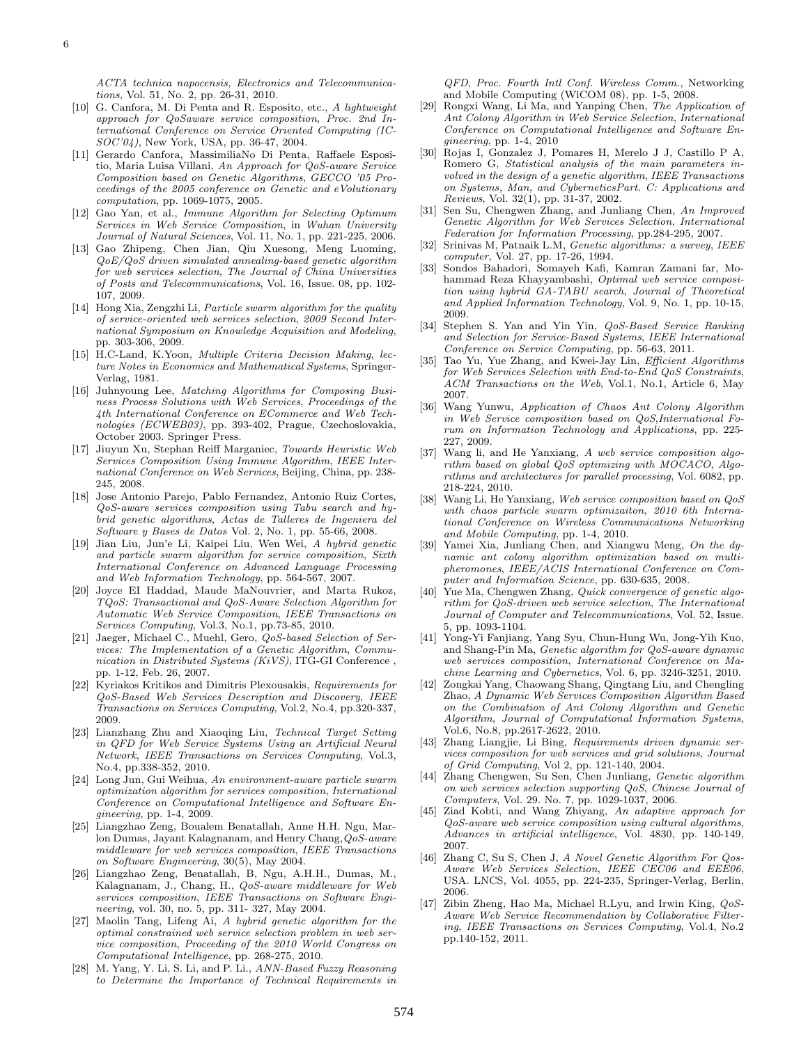ACTA technica napocensis, Electronics and Telecommunications, Vol. 51, No. 2, pp. 26-31, 2010.

[10] G. Canfora, M. Di Penta and R. Esposito, etc., *A lightweight approach for QoSaware service composition*, *Proc. 2nd International Conference on Service Oriented Computing (ICSOC'04)*, New York, USA, pp. 36-47, 2004.

[11] Gerardo Canfora, MassimiliaNo Di Penta, Raffaele Espositio, Maria Luisa Villani, *An Approach for QoS-aware Service Composition based on Genetic Algorithms*, *GECCO '05 Proceedings of the 2005 conference on Genetic and eVolutionary computation*, pp. 1069-1075, 2005.

[12] Gao Yan, et al., *Immune Algorithm for Selecting Optimum Services in Web Service Composition*, in *Wuhan University Journal of Natural Sciences*, Vol. 11, No. 1, pp. 221-225, 2006.

[13] Gao Zhipeng, Chen Jian, Qiu Xuesong, Meng Luoming, *QoE/QoS driven simulated annealing-based genetic algorithm for web services selection*, *The Journal of China Universities of Posts and Telecommunications*, Vol. 16, Issue. 08, pp. 102-107, 2009.

[14] Hong Xia, Zengzhi Li, *Particle swarm algorithm for the quality of service-oriented web services selection*, *2009 Second International Symposium on Knowledge Acquisition and Modeling*, pp. 303-306, 2009.

[15] H.C-Land, K.Yoon, *Multiple Criteria Decision Making*, *lecture Notes in Economics and Mathematical Systems*, Springer-Verlag, 1981.

[16] Juhnyoung Lee, *Matching Algorithms for Composing Business Process Solutions with Web Services*, *Proceedings of the 4th International Conference on ECommerce and Web Technologies (ECWEB03)*, pp. 393-402, Prague, Czechoslovakia, October 2003. Springer Press.

[17] Jiuyun Xu, Stephan Reiff Marganiec, *Towards Heuristic Web Services Composition Using Immune Algorithm*, *IEEE International Conference on Web Services*, Beijing, China, pp. 238-245, 2008.

[18] Jose Antonio Parejo, Pablo Fernandez, Antonio Ruiz Cortes, *QoS-aware services composition using Tabu search and hybrid genetic algorithms*, *Actas de Talleres de Ingeniera del Software y Bases de Datos* Vol. 2, No. 1, pp. 55-66, 2008.

[19] Jian Liu, Jun'e Li, Kaipei Liu, Wen Wei, *A hybrid genetic and particle swarm algorithm for service composition*, *Sixth International Conference on Advanced Language Processing and Web Information Technology*, pp. 564-567, 2007.

[20] Joyce EI Haddad, Maude MaNouvrier, and Marta Rukoz, *TQoS: Transactional and QoS-Aware Selection Algorithm for Automatic Web Service Composition*, *IEEE Transactions on Services Computing*, Vol.3, No.1, pp.73-85, 2010.

[21] Jaeger, Michael C., Muehl, Gero, *QoS-based Selection of Services: The Implementation of a Genetic Algorithm*, *Communication in Distributed Systems (KiVS)*, ITG-GI Conference , pp. 1-12, Feb. 26, 2007.

[22] Kyriakos Kritikos and Dimitris Plexousakis, *Requirements for QoS-Based Web Services Description and Discovery*, *IEEE Transactions on Services Computing*, Vol.2, No.4, pp.320-337, 2009.

[23] Lianzhang Zhu and Xiaoqing Liu, *Technical Target Setting in QFD for Web Service Systems Using an Artificial Neural Network*, *IEEE Transactions on Services Computing*, Vol.3, No.4, pp.338-352, 2010.

[24] Long Jun, Gui Weihua, *An environment-aware particle swarm optimization algorithm for services composition*, *International Conference on Computational Intelligence and Software Engineering*, pp. 1-4, 2009.

[25] Liangzhao Zeng, Boualem Benatallah, Anne H.H. Ngu, Marlon Dumas, Jayant Kalagnanam, and Henry Chang,*QoS-aware middleware for web services composition*, *IEEE Transactions on Software Engineering*, 30(5), May 2004.

[26] Liangzhao Zeng, Benatallah, B, Ngu, A.H.H., Dumas, M., Kalagnanam, J., Chang, H., *QoS-aware middleware for Web services composition*, *IEEE Transactions on Software Engineering*, vol. 30, no. 5, pp. 311- 327, May 2004.

[27] Maolin Tang, Lifeng Ai, *A hybrid genetic algorithm for the optimal constrained web service selection problem in web service composition*, *Proceeding of the 2010 World Congress on Computational Intelligence*, pp. 268-275, 2010.

[28] M. Yang, Y. Li, S. Li, and P. Li., *ANN-Based Fuzzy Reasoning to Determine the Importance of Technical Requirements in QFD*, *Proc. Fourth Intl Conf. Wireless Comm.*, Networking and Mobile Computing (WiCOM 08), pp. 1-5, 2008.

[29] Rongxi Wang, Li Ma, and Yanping Chen, *The Application of Ant Colony Algorithm in Web Service Selection*, *International Conference on Computational Intelligence and Software Engineering*, pp. 1-4, 2010

[30] Rojas I, Gonzalez J, Pomares H, Merelo J J, Castillo P A, Romero G, *Statistical analysis of the main parameters involved in the design of a genetic algorithm*, *IEEE Transactions on Systems, Man, and CyberneticsPart. C: Applications and Reviews*, Vol. 32(1), pp. 31-37, 2002.

[31] Sen Su, Chengwen Zhang, and Junliang Chen, *An Improved Genetic Algorithm for Web Services Selection*, *International Federation for Information Processing*, pp.284-295, 2007.

[32] Srinivas M, Patnaik L.M, *Genetic algorithms: a survey*, *IEEE computer*, Vol. 27, pp. 17-26, 1994.

[33] Sondos Bahadori, Somayeh Kafi, Kamran Zamani far, Mohammad Reza Khayyambashi, *Optimal web service composition using hybrid GA-TABU search*, *Journal of Theoretical and Applied Information Technology*, Vol. 9, No. 1, pp. 10-15, 2009.

[34] Stephen S. Yan and Yin Yin, *QoS-Based Service Ranking and Selection for Service-Based Systems*, *IEEE International Conference on Service Computing*, pp. 56-63, 2011.

[35] Tao Yu, Yue Zhang, and Kwei-Jay Lin, *Efficient Algorithms for Web Services Selection with End-to-End QoS Constraints*, *ACM Transactions on the Web*, Vol.1, No.1, Article 6, May 2007.

[36] Wang Yunwu, *Application of Chaos Ant Colony Algorithm in Web Service composition based on QoS*,*International Forum on Information Technology and Applications*, pp. 225-227, 2009.

[37] Wang li, and He Yanxiang, *A web service composition algorithm based on global QoS optimizing with MOCACO*, *Algorithms and architectures for parallel processing*, Vol. 6082, pp. 218-224, 2010.

[38] Wang Li, He Yanxiang, *Web service composition based on QoS with chaos particle swarm optimizaiton*, *2010 6th International Conference on Wireless Communications Networking and Mobile Computing*, pp. 1-4, 2010.

[39] Yamei Xia, Junliang Chen, and Xiangwu Meng, *On the dynamic ant colony algorithm optimization based on multipheromones*, *IEEE/ACIS International Conference on Computer and Information Science*, pp. 630-635, 2008.

[40] Yue Ma, Chengwen Zhang, *Quick convergence of genetic algorithm for QoS-driven web service selection*, *The International Journal of Computer and Telecommunications*, Vol. 52, Issue. 5, pp. 1093-1104.

[41] Yong-Yi Fanjiang, Yang Syu, Chun-Hung Wu, Jong-Yih Kuo, and Shang-Pin Ma, *Genetic algorithm for QoS-aware dynamic web services composition*, *International Conference on Machine Learning and Cybernetics*, Vol. 6, pp. 3246-3251, 2010.

[42] Zongkai Yang, Chaowang Shang, Qingtang Liu, and Chengling Zhao, *A Dynamic Web Services Composition Algorithm Based on the Combination of Ant Colony Algorithm and Genetic Algorithm*, *Journal of Computational Information Systems*, Vol.6, No.8, pp.2617-2622, 2010.

[43] Zhang Liangjie, Li Bing, *Requirements driven dynamic services composition for web services and grid solutions*, *Journal of Grid Computing*, Vol 2, pp. 121-140, 2004.

[44] Zhang Chengwen, Su Sen, Chen Junliang, *Genetic algorithm on web services selection supporting QoS*, *Chinese Journal of Computers*, Vol. 29. No. 7, pp. 1029-1037, 2006.

[45] Ziad Kobti, and Wang Zhiyang, *An adaptive approach for QoS-aware web service composition using cultural algorithms*, *Advances in artificial intelligence*, Vol. 4830, pp. 140-149, 2007.

[46] Zhang C, Su S, Chen J, *A Novel Genetic Algorithm For Qos-Aware Web Services Selection*, *IEEE CEC06 and EEE06*, USA. LNCS, Vol. 4055, pp. 224-235, Springer-Verlag, Berlin, 2006.

[47] Zibin Zheng, Hao Ma, Michael R.Lyu, and Irwin King, *QoS-Aware Web Service Recommendation by Collaborative Filtering*, *IEEE Transactions on Services Computing*, Vol.4, No.2 pp.140-152, 2011.